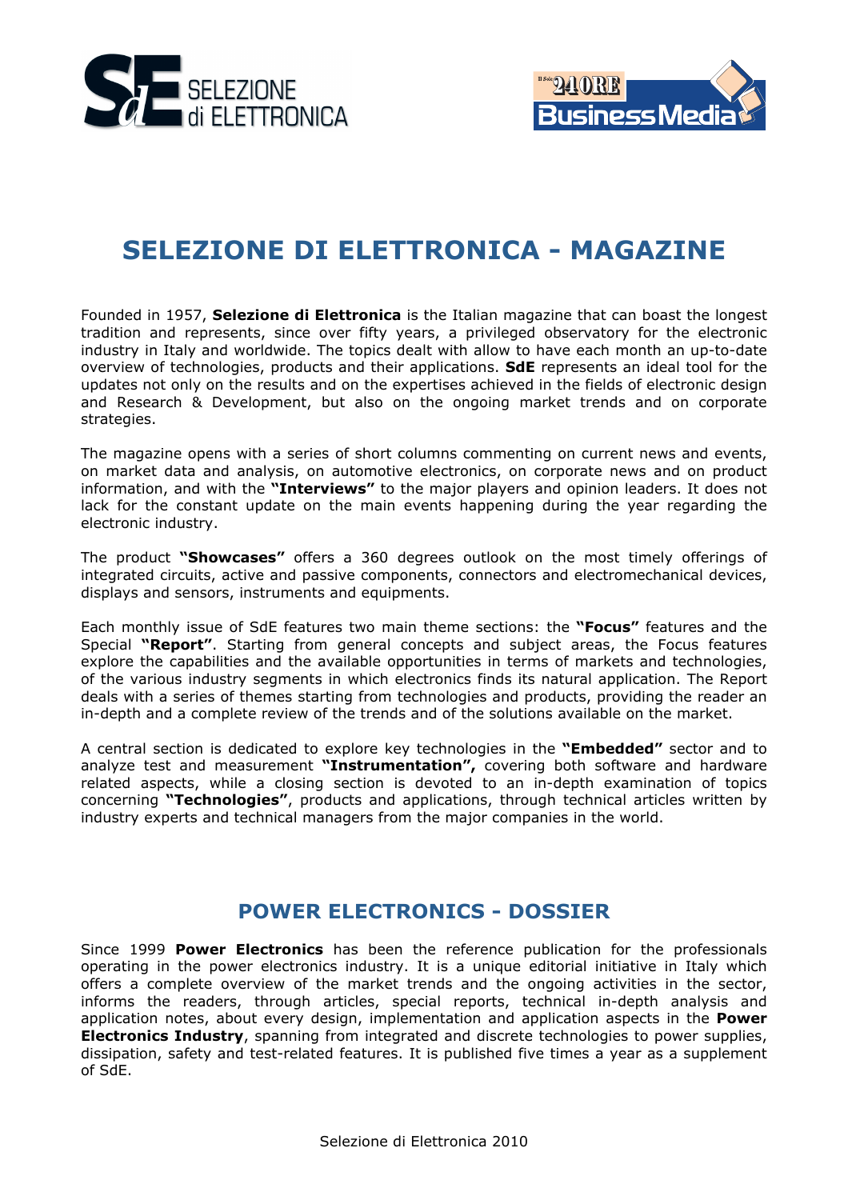# SELEZIONE DI ELETTRONICA - MAGAZINE

Founded in 1957, **Selezione di Elettronica** is the Italian magazine that can boast the longest tradition and represents, since over fifty years, a privileged observatory for the electronic industry in Italy and worldwide. The topics dealt with allow to have each month an up-to-date overview of technologies, products and their applications. **SdE** represents an ideal tool for the updates not only on the results and on the expertises achieved in the fields of electronic design and Research & Development, but also on the ongoing market trends and on corporate strategies.

The magazine opens with a series of short columns commenting on current news and events, on market data and analysis, on automotive electronics, on corporate news and on product information, and with the **"Interviews"** to the major players and opinion leaders. It does not lack for the constant update on the main events happening during the year regarding the electronic industry.

The product **"Showcases"** offers a 360 degrees outlook on the most timely offerings of integrated circuits, active and passive components, connectors and electromechanical devices, displays and sensors, instruments and equipments.

Each monthly issue of SdE features two main theme sections: the **"Focus"** features and the Special **"Report"**. Starting from general concepts and subject areas, the Focus features explore the capabilities and the available opportunities in terms of markets and technologies, of the various industry segments in which electronics finds its natural application. The Report deals with a series of themes starting from technologies and products, providing the reader an in-depth and a complete review of the trends and of the solutions available on the market.

A central section is dedicated to explore key technologies in the **"Embedded"** sector and to analyze test and measurement **"Instrumentation",** covering both software and hardware related aspects, while a closing section is devoted to an in-depth examination of topics concerning **"Technologies"**, products and applications, through technical articles written by industry experts and technical managers from the major companies in the world.

## POWER ELECTRONICS - DOSSIER

Since 1999 **Power Electronics** has been the reference publication for the professionals operating in the power electronics industry. It is a unique editorial initiative in Italy which offers a complete overview of the market trends and the ongoing activities in the sector, informs the readers, through articles, special reports, technical in-depth analysis and application notes, about every design, implementation and application aspects in the **Power Electronics Industry**, spanning from integrated and discrete technologies to power supplies, dissipation, safety and test-related features. It is published five times a year as a supplement of SdE.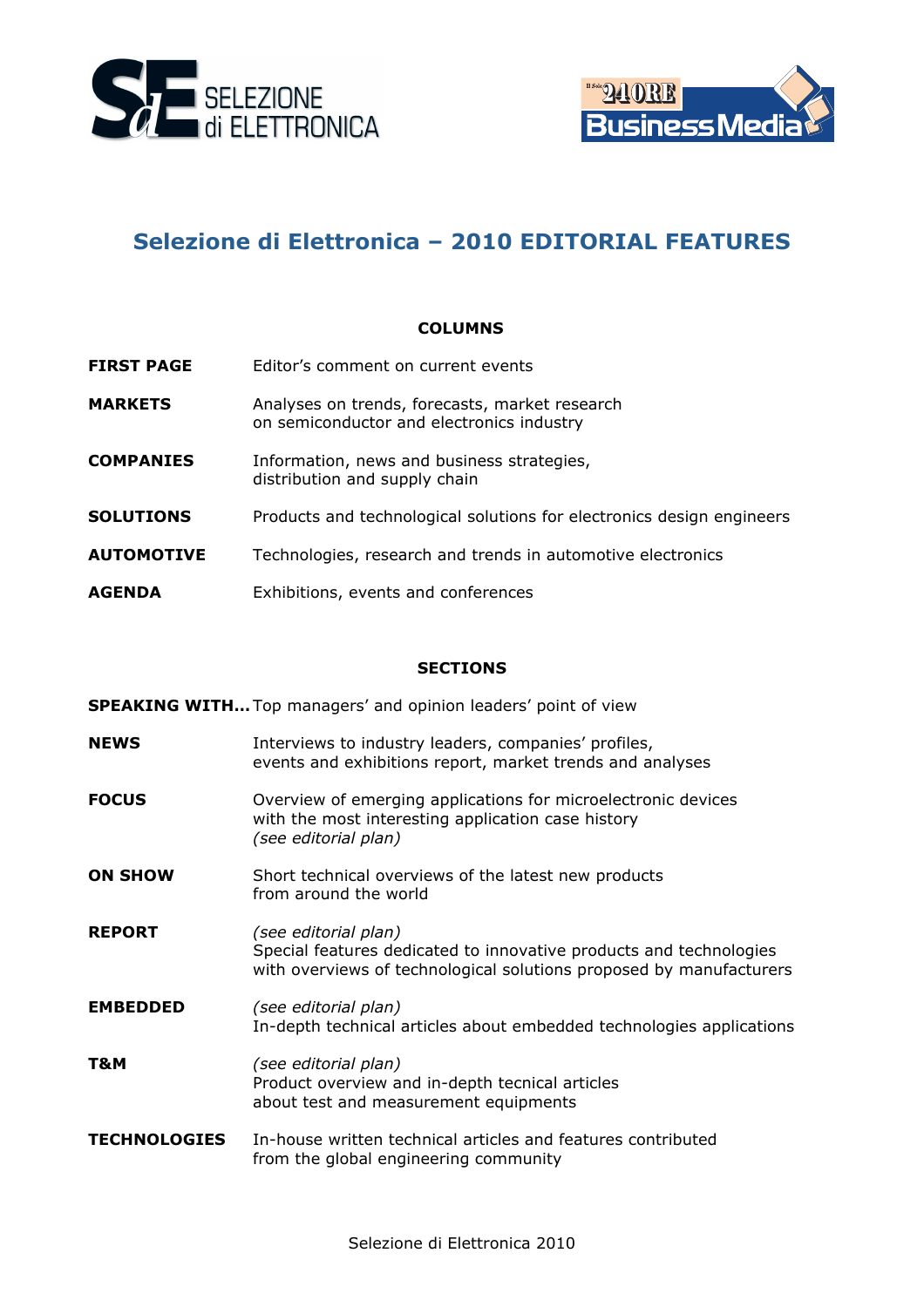# Selezione di Elettronica – 2010 EDITORIAL FEATURES

## COLUMNS

**FIRST PAGE** Editor's comment on current events

**MARKETS** Analyses on trends, forecasts, market research on semiconductor and electronics industry

**COMPANIES** Information, news and business strategies, distribution and supply chain

**SOLUTIONS** Products and technological solutions for electronics design engineers

**AUTOMOTIVE** Technologies, research and trends in automotive electronics

**AGENDA** Exhibitions, events and conferences

## SECTIONS

**SPEAKING WITH…** Top managers' and opinion leaders' point of view

**NEWS** Interviews to industry leaders, companies' profiles, events and exhibitions report, market trends and analyses

**FOCUS** Overview of emerging applications for microelectronic devices with the most interesting application case history *(see editorial plan)*

**ON SHOW** Short technical overviews of the latest new products from around the world

**REPORT** *(see editorial plan)* Special features dedicated to innovative products and technologies with overviews of technological solutions proposed by manufacturers

**EMBEDDED** *(see editorial plan)* In-depth technical articles about embedded technologies applications

**T&M** *(see editorial plan)* Product overview and in-depth tecnical articles about test and measurement equipments

**TECHNOLOGIES** In-house written technical articles and features contributed from the global engineering community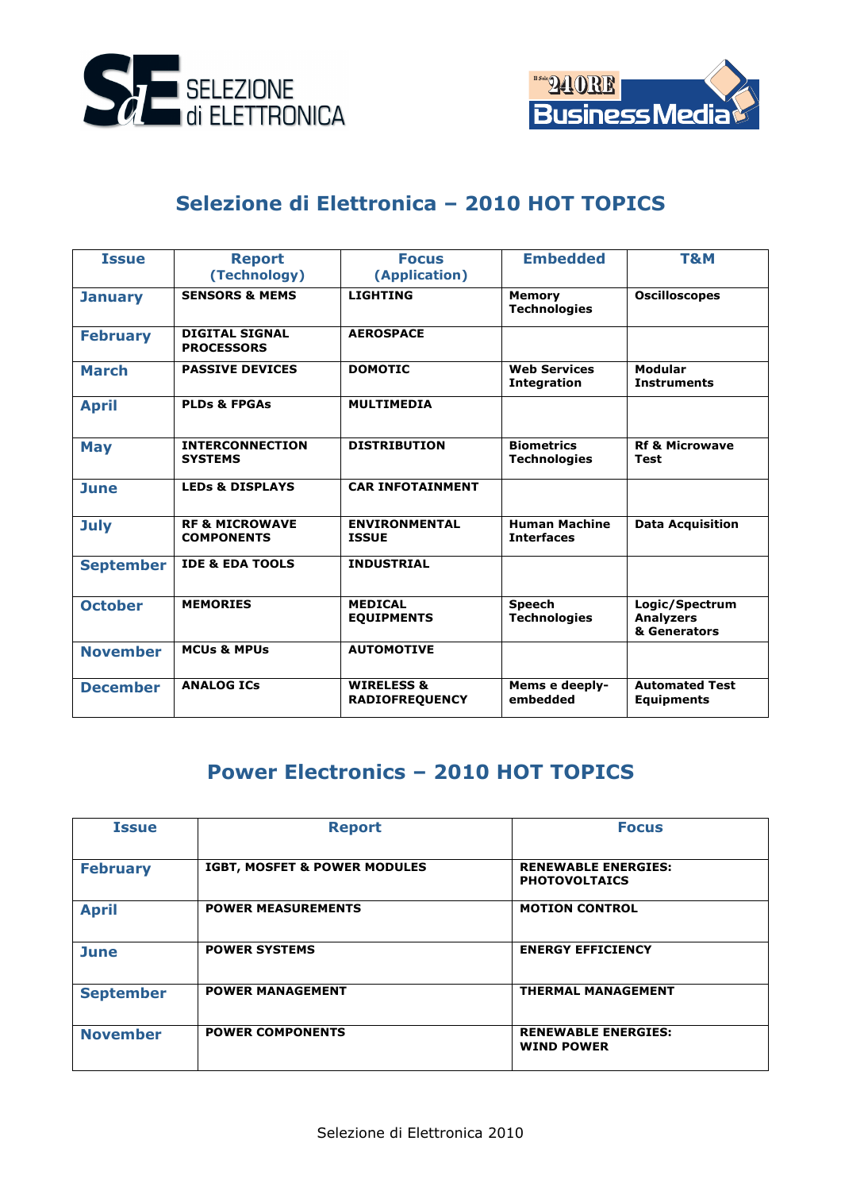## Selezione di Elettronica – 2010 HOT TOPICS

| Issue | Report (Technology) | Focus (Application) | Embedded | T&M |
|---|---|---|---|---|
| January | SENSORS & MEMS | LIGHTING | Memory Technologies | Oscilloscopes |
| February | DIGITAL SIGNAL PROCESSORS | AEROSPACE | | |
| March | PASSIVE DEVICES | DOMOTIC | Web Services Integration | Modular Instruments |
| April | PLDs & FPGAs | MULTIMEDIA | | |
| May | INTERCONNECTION SYSTEMS | DISTRIBUTION | Biometrics Technologies | Rf & Microwave Test |
| June | LEDs & DISPLAYS | CAR INFOTAINMENT | | |
| July | RF & MICROWAVE COMPONENTS | ENVIRONMENTAL ISSUE | Human Machine Interfaces | Data Acquisition |
| September | IDE & EDA TOOLS | INDUSTRIAL | | |
| October | MEMORIES | MEDICAL EQUIPMENTS | Speech Technologies | Logic/Spectrum Analyzers & Generators |
| November | MCUs & MPUs | AUTOMOTIVE | | |
| December | ANALOG ICs | WIRELESS & RADIOFREQUENCY | Mems e deeply-embedded | Automated Test Equipments |

## Power Electronics – 2010 HOT TOPICS

| Issue | Report | Focus |
|---|---|---|
| February | IGBT, MOSFET & POWER MODULES | RENEWABLE ENERGIES: PHOTOVOLTAICS |
| April | POWER MEASUREMENTS | MOTION CONTROL |
| June | POWER SYSTEMS | ENERGY EFFICIENCY |
| September | POWER MANAGEMENT | THERMAL MANAGEMENT |
| November | POWER COMPONENTS | RENEWABLE ENERGIES: WIND POWER |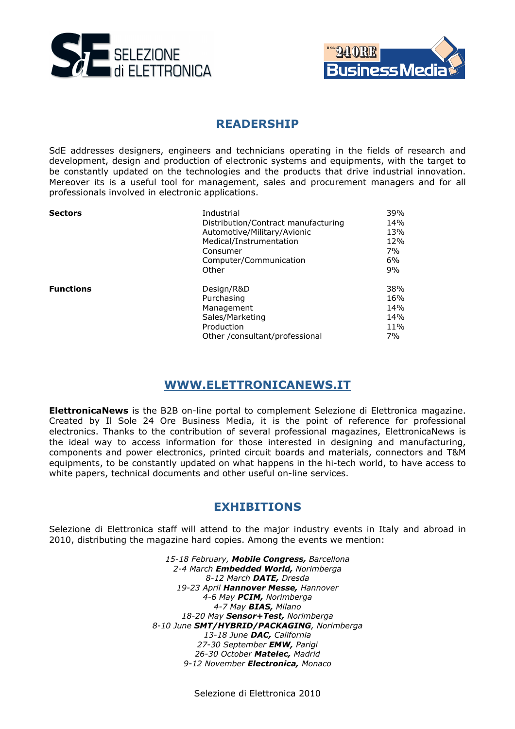## READERSHIP

SdE addresses designers, engineers and technicians operating in the fields of research and development, design and production of electronic systems and equipments, with the target to be constantly updated on the technologies and the products that drive industrial innovation. Mereover its is a useful tool for management, sales and procurement managers and for all professionals involved in electronic applications.

| | | |
|---|---|---|
| **Sectors** | Industrial | 39% |
| | Distribution/Contract manufacturing | 14% |
| | Automotive/Military/Avionic | 13% |
| | Medical/Instrumentation | 12% |
| | Consumer | 7% |
| | Computer/Communication | 6% |
| | Other | 9% |
| **Functions** | Design/R&D | 38% |
| | Purchasing | 16% |
| | Management | 14% |
| | Sales/Marketing | 14% |
| | Production | 11% |
| | Other /consultant/professional | 7% |

## WWW.ELETTRONICANEWS.IT

**ElettronicaNews** is the B2B on-line portal to complement Selezione di Elettronica magazine. Created by Il Sole 24 Ore Business Media, it is the point of reference for professional electronics. Thanks to the contribution of several professional magazines, ElettronicaNews is the ideal way to access information for those interested in designing and manufacturing, components and power electronics, printed circuit boards and materials, connectors and T&M equipments, to be constantly updated on what happens in the hi-tech world, to have access to white papers, technical documents and other useful on-line services.

## EXHIBITIONS

Selezione di Elettronica staff will attend to the major industry events in Italy and abroad in 2010, distributing the magazine hard copies. Among the events we mention:

*15-18 February, **Mobile Congress,** Barcellona*
*2-4 March **Embedded World,** Norimberga*
*8-12 March **DATE,** Dresda*
*19-23 April **Hannover Messe,** Hannover*
*4-6 May **PCIM,** Norimberga*
*4-7 May **BIAS,** Milano*
*18-20 May **Sensor+Test,** Norimberga*
*8-10 June **SMT/HYBRID/PACKAGING**, Norimberga*
*13-18 June **DAC,** California*
*27-30 September **EMW,** Parigi*
*26-30 October **Matelec,** Madrid*
*9-12 November **Electronica,** Monaco*

Selezione di Elettronica 2010